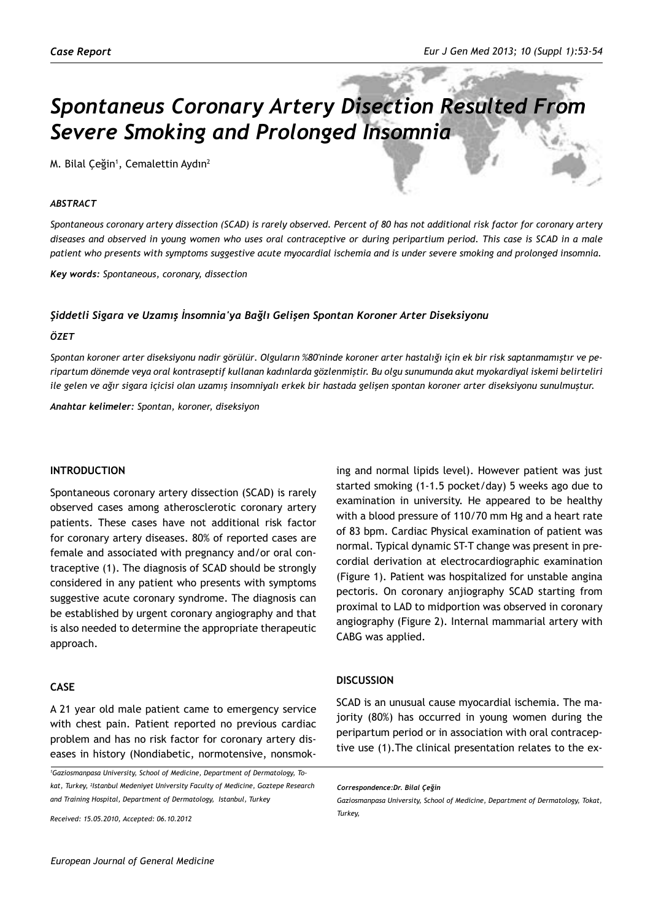*Case Report*

# *Spontaneus Coronary Artery Disection Resulted From Severe Smoking and Prolonged Insomnia*

M. Bilal Çeğin[1], Cemalettin Aydın[2]

***ABSTRACT***

*Spontaneous coronary artery dissection (SCAD) is rarely observed. Percent of 80 has not additional risk factor for coronary artery diseases and observed in young women who uses oral contraceptive or during peripartium period. This case is SCAD in a male patient who presents with symptoms suggestive acute myocardial ischemia and is under severe smoking and prolonged insomnia.*

***Key words**: Spontaneous, coronary, dissection*

***Şiddetli Sigara ve Uzamış İnsomnia'ya Bağlı Gelişen Spontan Koroner Arter Diseksiyonu***

***ÖZET***

*Spontan koroner arter diseksiyonu nadir görülür. Olguların %80'ninde koroner arter hastalığı için ek bir risk saptanmamıştır ve peripartum dönemde veya oral kontraseptif kullanan kadınlarda gözlenmiştir. Bu olgu sunumunda akut myokardiyal iskemi belirteliri ile gelen ve ağır sigara içicisi olan uzamış insomniyalı erkek bir hastada gelişen spontan koroner arter diseksiyonu sunulmuştur.*

***Anahtar kelimeler**: Spontan, koroner, diseksiyon*

## INTRODUCTION

Spontaneous coronary artery dissection (SCAD) is rarely observed cases among atherosclerotic coronary artery patients. These cases have not additional risk factor for coronary artery diseases. 80% of reported cases are female and associated with pregnancy and/or oral contraceptive (1). The diagnosis of SCAD should be strongly considered in any patient who presents with symptoms suggestive acute coronary syndrome. The diagnosis can be established by urgent coronary angiography and that is also needed to determine the appropriate therapeutic approach.

## CASE

A 21 year old male patient came to emergency service with chest pain. Patient reported no previous cardiac problem and has no risk factor for coronary artery diseases in history (Nondiabetic, normotensive, nonsmoking and normal lipids level). However patient was just started smoking (1-1.5 pocket/day) 5 weeks ago due to examination in university. He appeared to be healthy with a blood pressure of 110/70 mm Hg and a heart rate of 83 bpm. Cardiac Physical examination of patient was normal. Typical dynamic ST-T change was present in precordial derivation at electrocardiographic examination (Figure 1). Patient was hospitalized for unstable angina pectoris. On coronary anjiography SCAD starting from proximal to LAD to midportion was observed in coronary angiography (Figure 2). Internal mammarial artery with CABG was applied.

## DISCUSSION

SCAD is an unusual cause myocardial ischemia. The majority (80%) has occurred in young women during the peripartum period or in association with oral contraceptive use (1).The clinical presentation relates to the ex-

[1]Gaziosmanpasa University, School of Medicine, Department of Dermatology, Tokat, Turkey, [2]Istanbul Medeniyet University Faculty of Medicine, Goztepe Research and Training Hospital, Department of Dermatology, Istanbul, Turkey

*Received: 15.05.2010, Accepted: 06.10.2012*

***Correspondence:Dr. Bilal Çeğin***

*Gaziosmanpasa University, School of Medicine, Department of Dermatology, Tokat, Turkey,*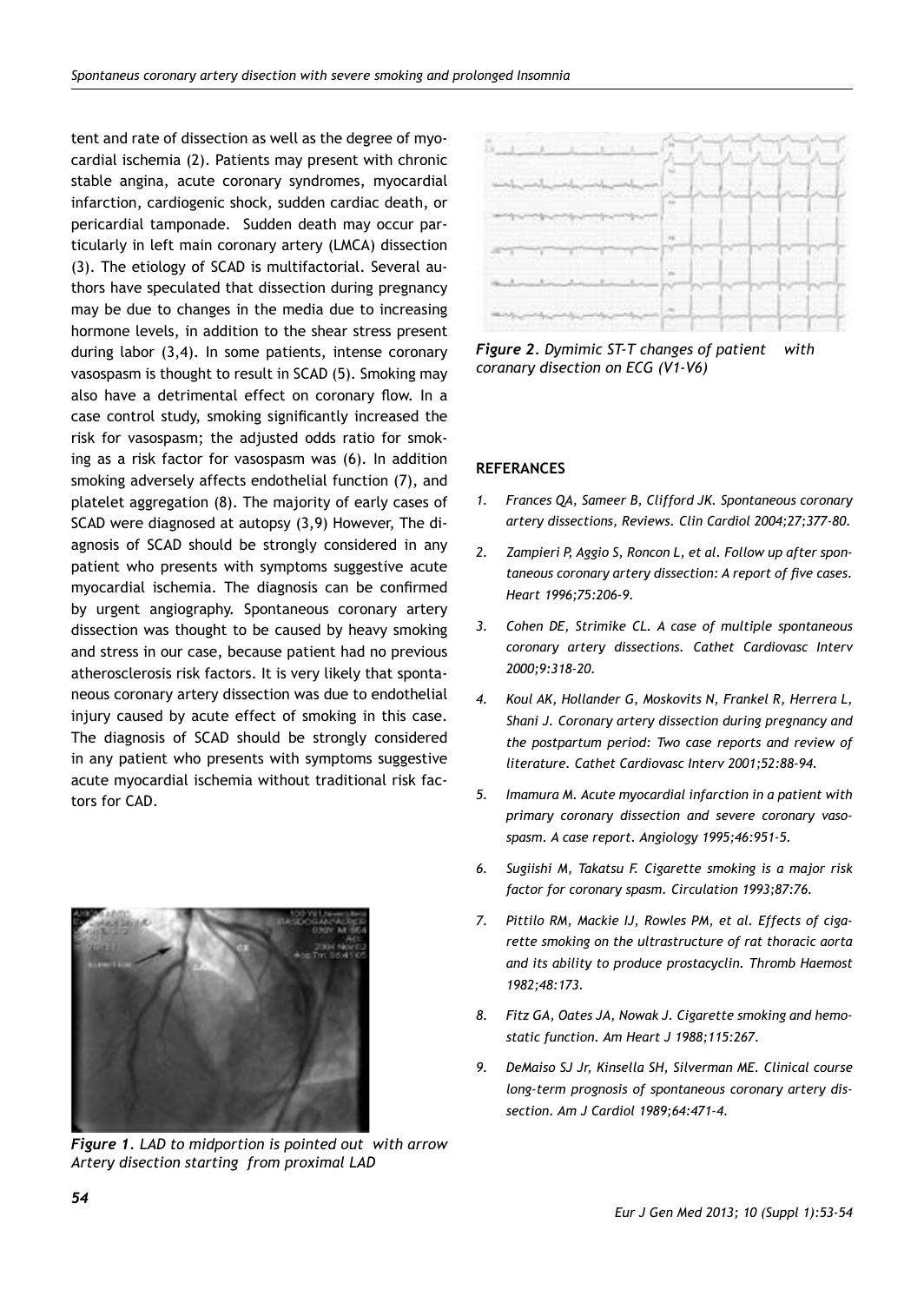tent and rate of dissection as well as the degree of myocardial ischemia (2). Patients may present with chronic stable angina, acute coronary syndromes, myocardial infarction, cardiogenic shock, sudden cardiac death, or pericardial tamponade. Sudden death may occur particularly in left main coronary artery (LMCA) dissection (3). The etiology of SCAD is multifactorial. Several authors have speculated that dissection during pregnancy may be due to changes in the media due to increasing hormone levels, in addition to the shear stress present during labor (3,4). In some patients, intense coronary vasospasm is thought to result in SCAD (5). Smoking may also have a detrimental effect on coronary flow. In a case control study, smoking significantly increased the risk for vasospasm; the adjusted odds ratio for smoking as a risk factor for vasospasm was (6). In addition smoking adversely affects endothelial function (7), and platelet aggregation (8). The majority of early cases of SCAD were diagnosed at autopsy (3,9) However, The diagnosis of SCAD should be strongly considered in any patient who presents with symptoms suggestive acute myocardial ischemia. The diagnosis can be confirmed by urgent angiography. Spontaneous coronary artery dissection was thought to be caused by heavy smoking and stress in our case, because patient had no previous atherosclerosis risk factors. It is very likely that spontaneous coronary artery dissection was due to endothelial injury caused by acute effect of smoking in this case. The diagnosis of SCAD should be strongly considered in any patient who presents with symptoms suggestive acute myocardial ischemia without traditional risk factors for CAD.

***Figure 1.** LAD to midportion is pointed out with arrow Artery disection starting from proximal LAD*

***Figure 2.** Dymimic ST-T changes of patient with coranary disection on ECG (V1-V6)*

## REFERANCES

1. *Frances QA, Sameer B, Clifford JK. Spontaneous coronary artery dissections, Reviews. Clin Cardiol 2004;27;377-80.*
2. *Zampieri P, Aggio S, Roncon L, et al. Follow up after spontaneous coronary artery dissection: A report of five cases. Heart 1996;75:206-9.*
3. *Cohen DE, Strimike CL. A case of multiple spontaneous coronary artery dissections. Cathet Cardiovasc Interv 2000;9:318-20.*
4. *Koul AK, Hollander G, Moskovits N, Frankel R, Herrera L, Shani J. Coronary artery dissection during pregnancy and the postpartum period: Two case reports and review of literature. Cathet Cardiovasc Interv 2001;52:88-94.*
5. *Imamura M. Acute myocardial infarction in a patient with primary coronary dissection and severe coronary vasospasm. A case report. Angiology 1995;46:951-5.*
6. *Sugiishi M, Takatsu F. Cigarette smoking is a major risk factor for coronary spasm. Circulation 1993;87:76.*
7. *Pittilo RM, Mackie IJ, Rowles PM, et al. Effects of cigarette smoking on the ultrastructure of rat thoracic aorta and its ability to produce prostacyclin. Thromb Haemost 1982;48:173.*
8. *Fitz GA, Oates JA, Nowak J. Cigarette smoking and hemostatic function. Am Heart J 1988;115:267.*
9. *DeMaiso SJ Jr, Kinsella SH, Silverman ME. Clinical course long-term prognosis of spontaneous coronary artery dissection. Am J Cardiol 1989;64:471-4.*